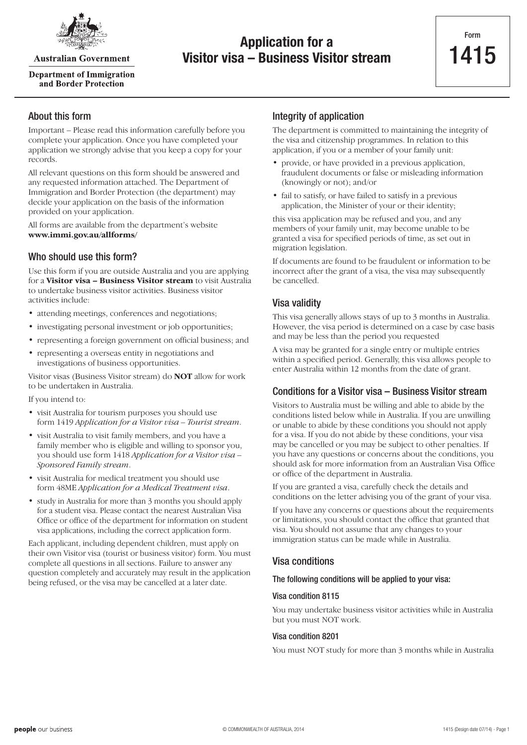Australian Government

Department of Immigration and Border Protection

# Application for a Visitor visa – Business Visitor stream

Form **1415**

## About this form

Important – Please read this information carefully before you complete your application. Once you have completed your application we strongly advise that you keep a copy for your records.

All relevant questions on this form should be answered and any requested information attached. The Department of Immigration and Border Protection (the department) may decide your application on the basis of the information provided on your application.

All forms are available from the department's website **www.immi.gov.au/allforms/**

## Who should use this form?

Use this form if you are outside Australia and you are applying for a **Visitor visa – Business Visitor stream** to visit Australia to undertake business visitor activities. Business visitor activities include:

- attending meetings, conferences and negotiations;
- investigating personal investment or job opportunities;
- representing a foreign government on official business; and
- representing a overseas entity in negotiations and investigations of business opportunities.

Visitor visas (Business Visitor stream) do **NOT** allow for work to be undertaken in Australia.

If you intend to:

- visit Australia for tourism purposes you should use form 1419 *Application for a Visitor visa – Tourist stream*.
- visit Australia to visit family members, and you have a family member who is eligible and willing to sponsor you, you should use form 1418 *Application for a Visitor visa – Sponsored Family stream*.
- visit Australia for medical treatment you should use form 48ME *Application for a Medical Treatment visa*.
- study in Australia for more than 3 months you should apply for a student visa. Please contact the nearest Australian Visa Office or office of the department for information on student visa applications, including the correct application form.

Each applicant, including dependent children, must apply on their own Visitor visa (tourist or business visitor) form. You must complete all questions in all sections. Failure to answer any question completely and accurately may result in the application being refused, or the visa may be cancelled at a later date.

## Integrity of application

The department is committed to maintaining the integrity of the visa and citizenship programmes. In relation to this application, if you or a member of your family unit:

- provide, or have provided in a previous application, fraudulent documents or false or misleading information (knowingly or not); and/or
- fail to satisfy, or have failed to satisfy in a previous application, the Minister of your or their identity;

this visa application may be refused and you, and any members of your family unit, may become unable to be granted a visa for specified periods of time, as set out in migration legislation.

If documents are found to be fraudulent or information to be incorrect after the grant of a visa, the visa may subsequently be cancelled.

## Visa validity

This visa generally allows stays of up to 3 months in Australia. However, the visa period is determined on a case by case basis and may be less than the period you requested

A visa may be granted for a single entry or multiple entries within a specified period. Generally, this visa allows people to enter Australia within 12 months from the date of grant.

## Conditions for a Visitor visa – Business Visitor stream

Visitors to Australia must be willing and able to abide by the conditions listed below while in Australia. If you are unwilling or unable to abide by these conditions you should not apply for a visa. If you do not abide by these conditions, your visa may be cancelled or you may be subject to other penalties. If you have any questions or concerns about the conditions, you should ask for more information from an Australian Visa Office or office of the department in Australia.

If you are granted a visa, carefully check the details and conditions on the letter advising you of the grant of your visa.

If you have any concerns or questions about the requirements or limitations, you should contact the office that granted that visa. You should not assume that any changes to your immigration status can be made while in Australia.

## Visa conditions

#### The following conditions will be applied to your visa:

#### Visa condition 8115

You may undertake business visitor activities while in Australia but you must NOT work.

#### Visa condition 8201

You must NOT study for more than 3 months while in Australia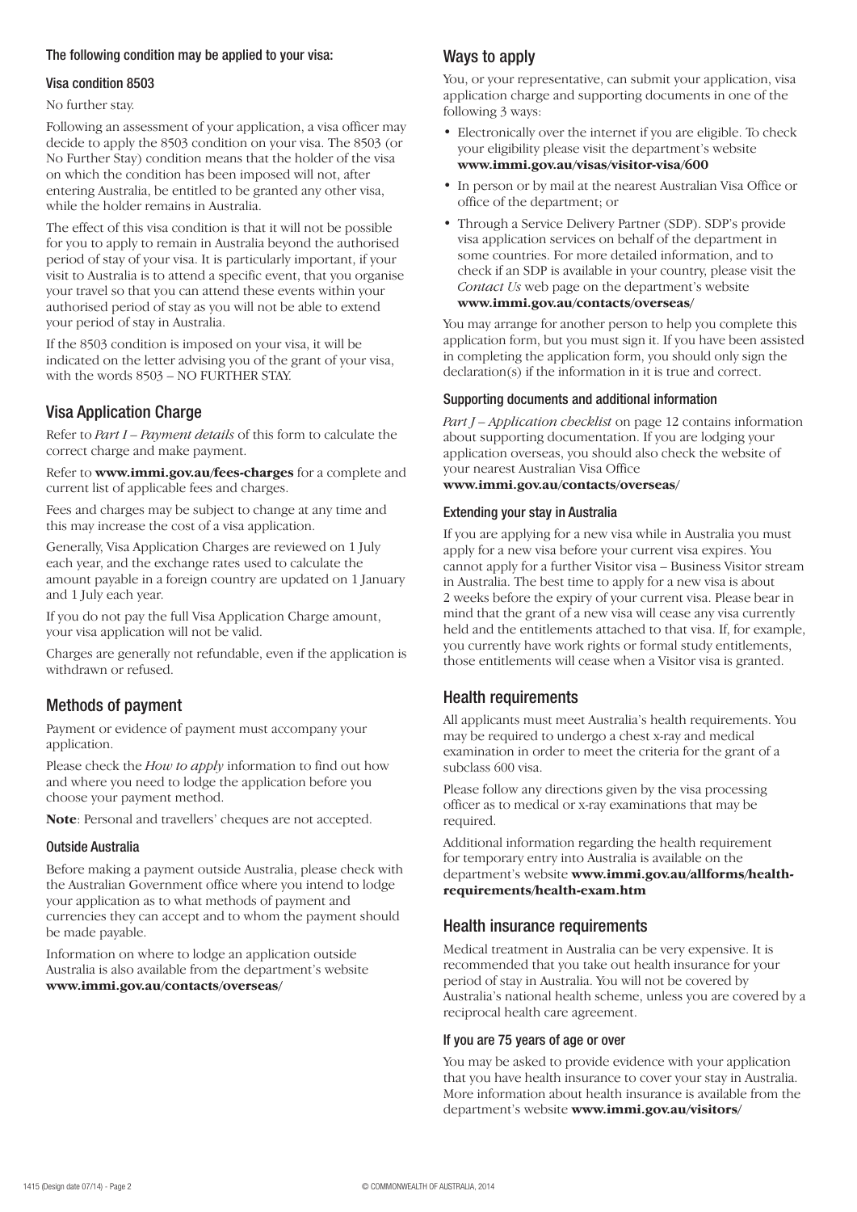#### The following condition may be applied to your visa:

#### Visa condition 8503

No further stay.

Following an assessment of your application, a visa officer may decide to apply the 8503 condition on your visa. The 8503 (or No Further Stay) condition means that the holder of the visa on which the condition has been imposed will not, after entering Australia, be entitled to be granted any other visa, while the holder remains in Australia.

The effect of this visa condition is that it will not be possible for you to apply to remain in Australia beyond the authorised period of stay of your visa. It is particularly important, if your visit to Australia is to attend a specific event, that you organise your travel so that you can attend these events within your authorised period of stay as you will not be able to extend your period of stay in Australia.

If the 8503 condition is imposed on your visa, it will be indicated on the letter advising you of the grant of your visa, with the words 8503 – NO FURTHER STAY.

## Visa Application Charge

Refer to *Part I – Payment details* of this form to calculate the correct charge and make payment.

Refer to **www.immi.gov.au/fees-charges** for a complete and current list of applicable fees and charges.

Fees and charges may be subject to change at any time and this may increase the cost of a visa application.

Generally, Visa Application Charges are reviewed on 1 July each year, and the exchange rates used to calculate the amount payable in a foreign country are updated on 1 January and 1 July each year.

If you do not pay the full Visa Application Charge amount, your visa application will not be valid.

Charges are generally not refundable, even if the application is withdrawn or refused.

## Methods of payment

Payment or evidence of payment must accompany your application.

Please check the *How to apply* information to find out how and where you need to lodge the application before you choose your payment method.

**Note**: Personal and travellers' cheques are not accepted.

#### Outside Australia

Before making a payment outside Australia, please check with the Australian Government office where you intend to lodge your application as to what methods of payment and currencies they can accept and to whom the payment should be made payable.

Information on where to lodge an application outside Australia is also available from the department's website **www.immi.gov.au/contacts/overseas/**

## Ways to apply

You, or your representative, can submit your application, visa application charge and supporting documents in one of the following 3 ways:

- Electronically over the internet if you are eligible. To check your eligibility please visit the department's website **www.immi.gov.au/visas/visitor-visa/600**
- In person or by mail at the nearest Australian Visa Office or office of the department; or
- Through a Service Delivery Partner (SDP). SDP's provide visa application services on behalf of the department in some countries. For more detailed information, and to check if an SDP is available in your country, please visit the *Contact Us* web page on the department's website **www.immi.gov.au/contacts/overseas/**

You may arrange for another person to help you complete this application form, but you must sign it. If you have been assisted in completing the application form, you should only sign the declaration(s) if the information in it is true and correct.

#### Supporting documents and additional information

*Part J – Application checklist* on page 12 contains information about supporting documentation. If you are lodging your application overseas, you should also check the website of your nearest Australian Visa Office **www.immi.gov.au/contacts/overseas/**

#### Extending your stay in Australia

If you are applying for a new visa while in Australia you must apply for a new visa before your current visa expires. You cannot apply for a further Visitor visa – Business Visitor stream in Australia. The best time to apply for a new visa is about 2 weeks before the expiry of your current visa. Please bear in mind that the grant of a new visa will cease any visa currently held and the entitlements attached to that visa. If, for example, you currently have work rights or formal study entitlements, those entitlements will cease when a Visitor visa is granted.

## Health requirements

All applicants must meet Australia's health requirements. You may be required to undergo a chest x-ray and medical examination in order to meet the criteria for the grant of a subclass 600 visa.

Please follow any directions given by the visa processing officer as to medical or x-ray examinations that may be required.

Additional information regarding the health requirement for temporary entry into Australia is available on the department's website **www.immi.gov.au/allforms/health-requirements/health-exam.htm**

## Health insurance requirements

Medical treatment in Australia can be very expensive. It is recommended that you take out health insurance for your period of stay in Australia. You will not be covered by Australia's national health scheme, unless you are covered by a reciprocal health care agreement.

#### If you are 75 years of age or over

You may be asked to provide evidence with your application that you have health insurance to cover your stay in Australia. More information about health insurance is available from the department's website **www.immi.gov.au/visitors/**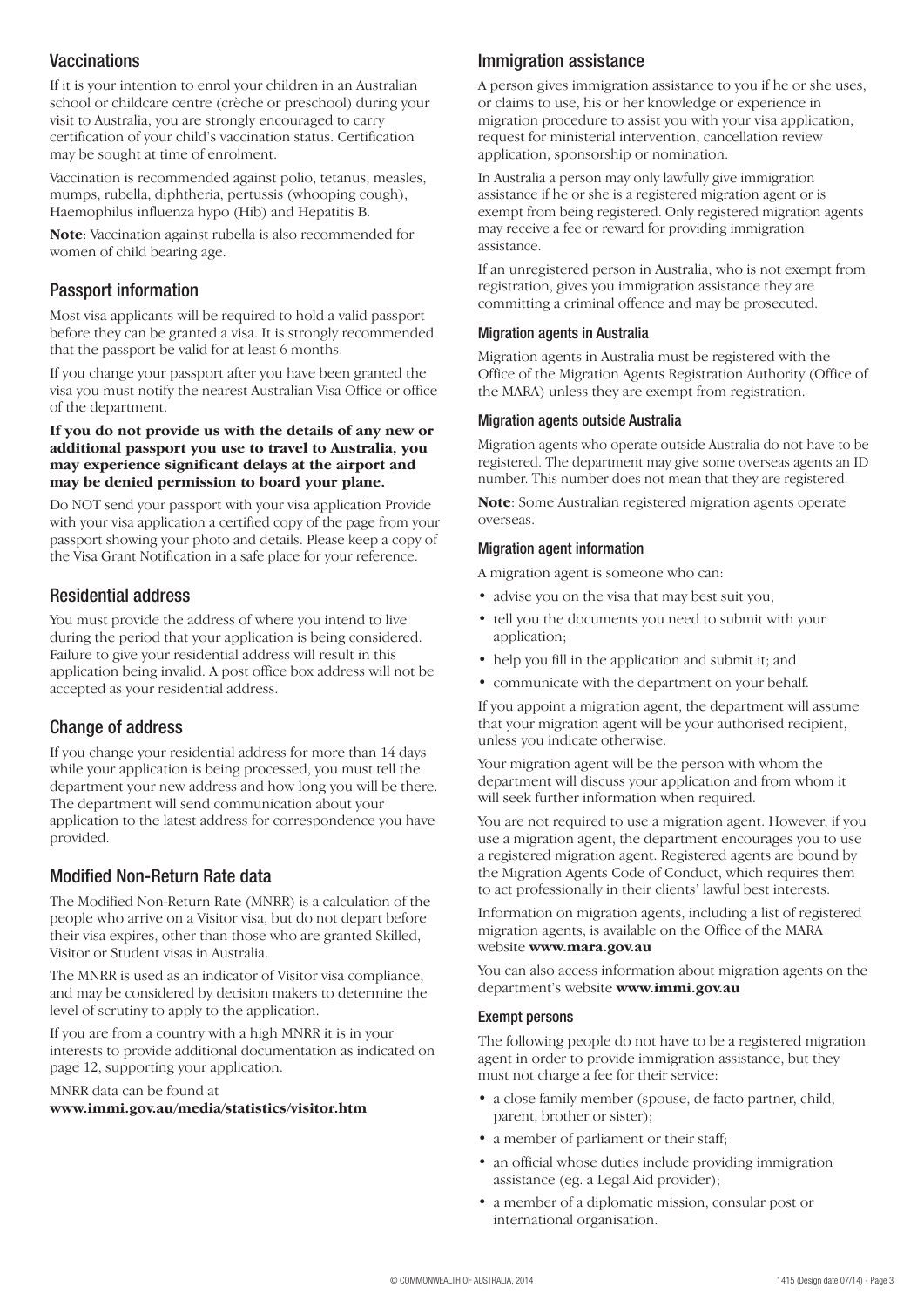## Vaccinations

If it is your intention to enrol your children in an Australian school or childcare centre (crèche or preschool) during your visit to Australia, you are strongly encouraged to carry certification of your child's vaccination status. Certification may be sought at time of enrolment.

Vaccination is recommended against polio, tetanus, measles, mumps, rubella, diphtheria, pertussis (whooping cough), Haemophilus influenza hypo (Hib) and Hepatitis B.

**Note**: Vaccination against rubella is also recommended for women of child bearing age.

## Passport information

Most visa applicants will be required to hold a valid passport before they can be granted a visa. It is strongly recommended that the passport be valid for at least 6 months.

If you change your passport after you have been granted the visa you must notify the nearest Australian Visa Office or office of the department.

**If you do not provide us with the details of any new or additional passport you use to travel to Australia, you may experience significant delays at the airport and may be denied permission to board your plane.**

Do NOT send your passport with your visa application Provide with your visa application a certified copy of the page from your passport showing your photo and details. Please keep a copy of the Visa Grant Notification in a safe place for your reference.

## Residential address

You must provide the address of where you intend to live during the period that your application is being considered. Failure to give your residential address will result in this application being invalid. A post office box address will not be accepted as your residential address.

## Change of address

If you change your residential address for more than 14 days while your application is being processed, you must tell the department your new address and how long you will be there. The department will send communication about your application to the latest address for correspondence you have provided.

## Modified Non-Return Rate data

The Modified Non-Return Rate (MNRR) is a calculation of the people who arrive on a Visitor visa, but do not depart before their visa expires, other than those who are granted Skilled, Visitor or Student visas in Australia.

The MNRR is used as an indicator of Visitor visa compliance, and may be considered by decision makers to determine the level of scrutiny to apply to the application.

If you are from a country with a high MNRR it is in your interests to provide additional documentation as indicated on page 12, supporting your application.

MNRR data can be found at
**www.immi.gov.au/media/statistics/visitor.htm**

## Immigration assistance

A person gives immigration assistance to you if he or she uses, or claims to use, his or her knowledge or experience in migration procedure to assist you with your visa application, request for ministerial intervention, cancellation review application, sponsorship or nomination.

In Australia a person may only lawfully give immigration assistance if he or she is a registered migration agent or is exempt from being registered. Only registered migration agents may receive a fee or reward for providing immigration assistance.

If an unregistered person in Australia, who is not exempt from registration, gives you immigration assistance they are committing a criminal offence and may be prosecuted.

### Migration agents in Australia

Migration agents in Australia must be registered with the Office of the Migration Agents Registration Authority (Office of the MARA) unless they are exempt from registration.

### Migration agents outside Australia

Migration agents who operate outside Australia do not have to be registered. The department may give some overseas agents an ID number. This number does not mean that they are registered.

**Note**: Some Australian registered migration agents operate overseas.

### Migration agent information

A migration agent is someone who can:

- advise you on the visa that may best suit you;
- tell you the documents you need to submit with your application;
- help you fill in the application and submit it; and
- communicate with the department on your behalf.

If you appoint a migration agent, the department will assume that your migration agent will be your authorised recipient, unless you indicate otherwise.

Your migration agent will be the person with whom the department will discuss your application and from whom it will seek further information when required.

You are not required to use a migration agent. However, if you use a migration agent, the department encourages you to use a registered migration agent. Registered agents are bound by the Migration Agents Code of Conduct, which requires them to act professionally in their clients' lawful best interests.

Information on migration agents, including a list of registered migration agents, is available on the Office of the MARA website **www.mara.gov.au**

You can also access information about migration agents on the department's website **www.immi.gov.au**

### Exempt persons

The following people do not have to be a registered migration agent in order to provide immigration assistance, but they must not charge a fee for their service:

- a close family member (spouse, de facto partner, child, parent, brother or sister);
- a member of parliament or their staff;
- an official whose duties include providing immigration assistance (eg. a Legal Aid provider);
- a member of a diplomatic mission, consular post or international organisation.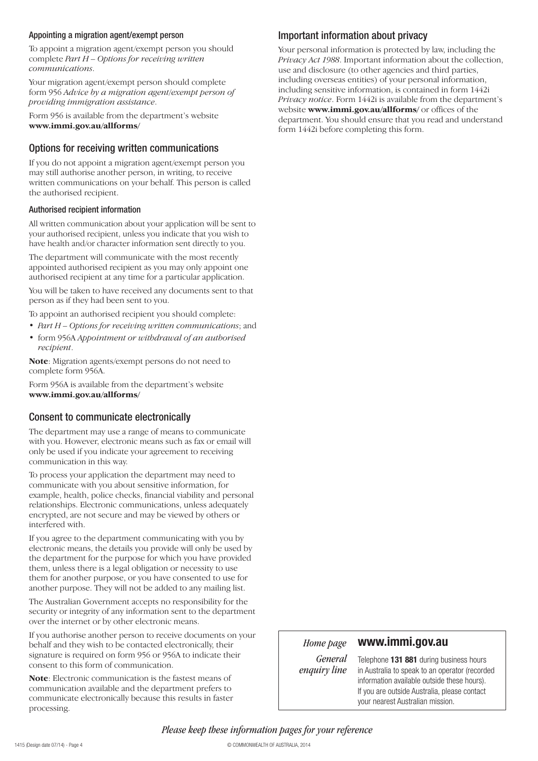### Appointing a migration agent/exempt person

To appoint a migration agent/exempt person you should complete *Part H – Options for receiving written communications*.

Your migration agent/exempt person should complete form 956 *Advice by a migration agent/exempt person of providing immigration assistance*.

Form 956 is available from the department's website **www.immi.gov.au/allforms/**

## Options for receiving written communications

If you do not appoint a migration agent/exempt person you may still authorise another person, in writing, to receive written communications on your behalf. This person is called the authorised recipient.

### Authorised recipient information

All written communication about your application will be sent to your authorised recipient, unless you indicate that you wish to have health and/or character information sent directly to you.

The department will communicate with the most recently appointed authorised recipient as you may only appoint one authorised recipient at any time for a particular application.

You will be taken to have received any documents sent to that person as if they had been sent to you.

To appoint an authorised recipient you should complete:

- *Part H – Options for receiving written communications*; and
- form 956A *Appointment or withdrawal of an authorised recipient*.

**Note**: Migration agents/exempt persons do not need to complete form 956A.

Form 956A is available from the department's website **www.immi.gov.au/allforms/**

## Consent to communicate electronically

The department may use a range of means to communicate with you. However, electronic means such as fax or email will only be used if you indicate your agreement to receiving communication in this way.

To process your application the department may need to communicate with you about sensitive information, for example, health, police checks, financial viability and personal relationships. Electronic communications, unless adequately encrypted, are not secure and may be viewed by others or interfered with.

If you agree to the department communicating with you by electronic means, the details you provide will only be used by the department for the purpose for which you have provided them, unless there is a legal obligation or necessity to use them for another purpose, or you have consented to use for another purpose. They will not be added to any mailing list.

The Australian Government accepts no responsibility for the security or integrity of any information sent to the department over the internet or by other electronic means.

If you authorise another person to receive documents on your behalf and they wish to be contacted electronically, their signature is required on form 956 or 956A to indicate their consent to this form of communication.

**Note**: Electronic communication is the fastest means of communication available and the department prefers to communicate electronically because this results in faster processing.

## Important information about privacy

Your personal information is protected by law, including the *Privacy Act 1988*. Important information about the collection, use and disclosure (to other agencies and third parties, including overseas entities) of your personal information, including sensitive information, is contained in form 1442i *Privacy notice*. Form 1442i is available from the department's website **www.immi.gov.au/allforms/** or offices of the department. You should ensure that you read and understand form 1442i before completing this form.

*Home page* **www.immi.gov.au**

*General enquiry line* Telephone **131 881** during business hours in Australia to speak to an operator (recorded information available outside these hours). If you are outside Australia, please contact your nearest Australian mission.

*Please keep these information pages for your reference*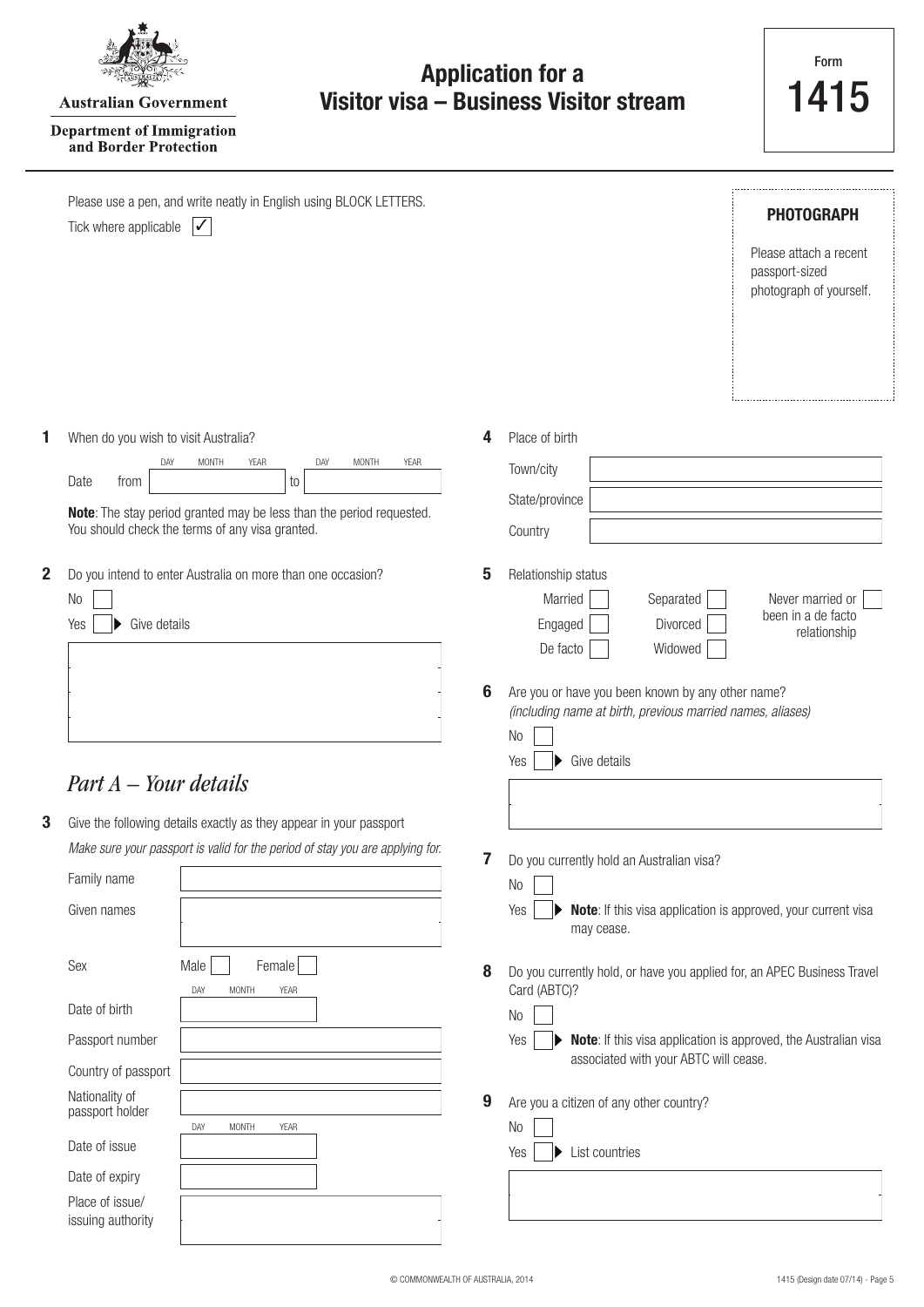Australian Government

Department of Immigration and Border Protection

# Application for a Visitor visa – Business Visitor stream

Form **1415**

Please use a pen, and write neatly in English using BLOCK LETTERS.

Tick where applicable ✓

**PHOTOGRAPH**

Please attach a recent passport-sized photograph of yourself.

**1** When do you wish to visit Australia?

Date from (DAY MONTH YEAR) to (DAY MONTH YEAR)

**Note**: The stay period granted may be less than the period requested. You should check the terms of any visa granted.

**2** Do you intend to enter Australia on more than one occasion?

No

Yes ▶ Give details

## *Part A – Your details*

**3** Give the following details exactly as they appear in your passport

*Make sure your passport is valid for the period of stay you are applying for.*

Family name

Given names

Sex: Male / Female

Date of birth (DAY MONTH YEAR)

Passport number

Country of passport

Nationality of passport holder

Date of issue (DAY MONTH YEAR)

Date of expiry

Place of issue/ issuing authority

**4** Place of birth

Town/city

State/province

Country

**5** Relationship status

Married / Separated / Never married or been in a de facto relationship

Engaged / Divorced

De facto / Widowed

**6** Are you or have you been known by any other name? *(including name at birth, previous married names, aliases)*

No

Yes ▶ Give details

**7** Do you currently hold an Australian visa?

No

Yes ▶ **Note**: If this visa application is approved, your current visa may cease.

**8** Do you currently hold, or have you applied for, an APEC Business Travel Card (ABTC)?

No

Yes ▶ **Note**: If this visa application is approved, the Australian visa associated with your ABTC will cease.

**9** Are you a citizen of any other country?

No

Yes ▶ List countries

© COMMONWEALTH OF AUSTRALIA, 2014

1415 (Design date 07/14)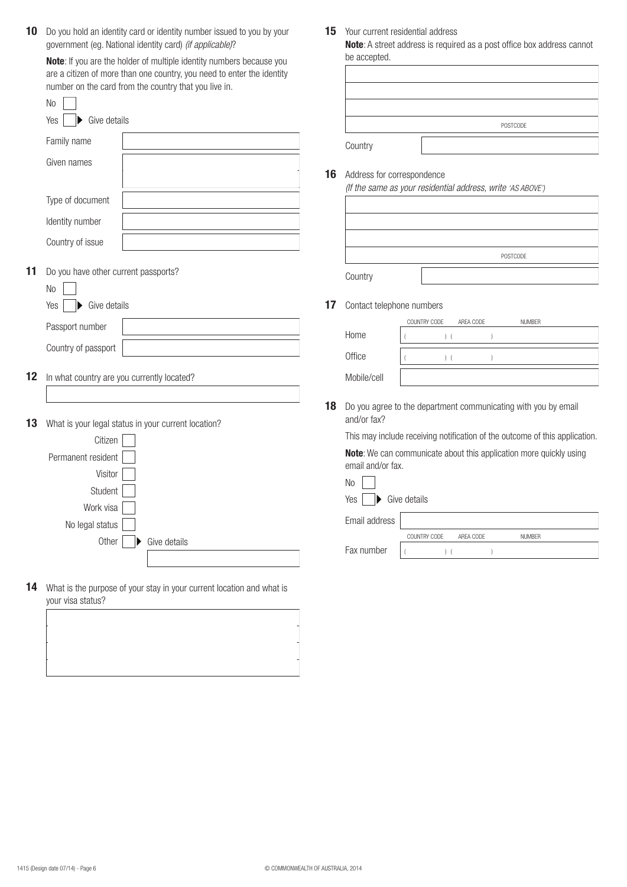**10** Do you hold an identity card or identity number issued to you by your government (eg. National identity card) *(if applicable)*?

**Note**: If you are the holder of multiple identity numbers because you are a citizen of more than one country, you need to enter the identity number on the card from the country that you live in.

No ☐

Yes ☐ ▶ Give details

| | |
|---|---|
| Family name | |
| Given names | |
| Type of document | |
| Identity number | |
| Country of issue | |

**11** Do you have other current passports?

No ☐

Yes ☐ ▶ Give details

| | |
|---|---|
| Passport number | |
| Country of passport | |

**12** In what country are you currently located?

______________________________

**13** What is your legal status in your current location?

Citizen ☐

Permanent resident ☐

Visitor ☐

Student ☐

Work visa ☐

No legal status ☐

Other ☐ ▶ Give details

______________________________

**14** What is the purpose of your stay in your current location and what is your visa status?

______________________________

**15** Your current residential address

**Note**: A street address is required as a post office box address cannot be accepted.

______________________________

______________________________

______________________________

POSTCODE

Country ______________________________

**16** Address for correspondence

*(If the same as your residential address, write 'AS ABOVE')*

______________________________

______________________________

______________________________

POSTCODE

Country ______________________________

**17** Contact telephone numbers

| | COUNTRY CODE | AREA CODE | NUMBER |
|---|---|---|---|
| Home | ( ) | ( ) | |
| Office | ( ) | ( ) | |
| Mobile/cell | | | |

**18** Do you agree to the department communicating with you by email and/or fax?

This may include receiving notification of the outcome of this application.

**Note**: We can communicate about this application more quickly using email and/or fax.

No ☐

Yes ☐ ▶ Give details

Email address ______________________________

| | COUNTRY CODE | AREA CODE | NUMBER |
|---|---|---|---|
| Fax number | ( ) | ( ) | |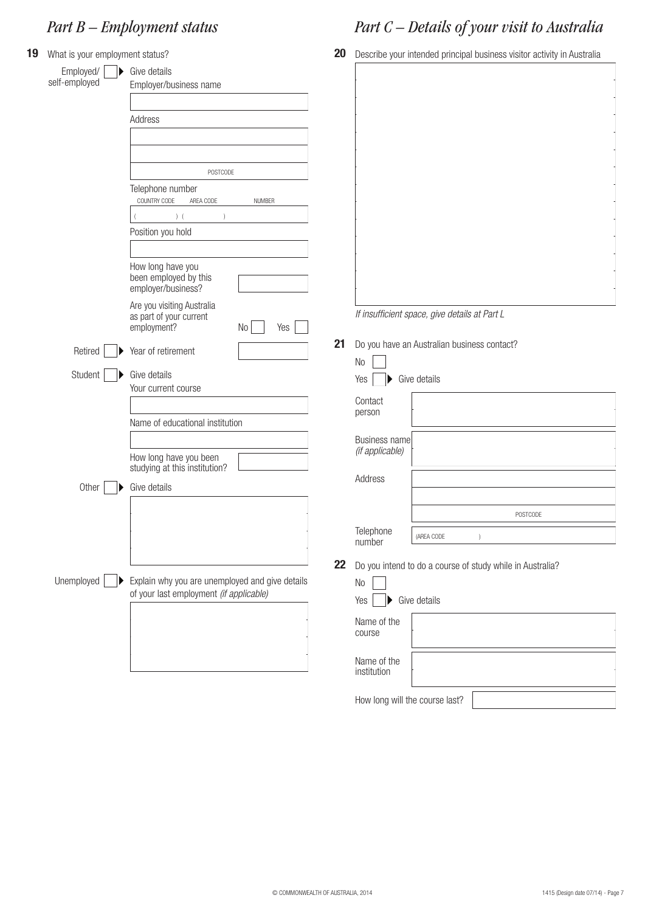## *Part B – Employment status*

**19** What is your employment status?

- Employed/ self-employed ▶ Give details
  - Employer/business name
  - Address
  - POSTCODE
  - Telephone number
    - COUNTRY CODE ( ) AREA CODE ( ) NUMBER
  - Position you hold
  - How long have you been employed by this employer/business?
  - Are you visiting Australia as part of your current employment? No Yes
- Retired ▶ Year of retirement
- Student ▶ Give details
  - Your current course
  - Name of educational institution
  - How long have you been studying at this institution?
- Other ▶ Give details
- Unemployed ▶ Explain why you are unemployed and give details of your last employment *(if applicable)*

## *Part C – Details of your visit to Australia*

**20** Describe your intended principal business visitor activity in Australia

*If insufficient space, give details at Part L*

**21** Do you have an Australian business contact?

- No
- Yes ▶ Give details
  - Contact person
  - Business name *(if applicable)*
  - Address
  - POSTCODE
  - Telephone number (AREA CODE )

**22** Do you intend to do a course of study while in Australia?

- No
- Yes ▶ Give details
  - Name of the course
  - Name of the institution
  - How long will the course last?

© COMMONWEALTH OF AUSTRALIA, 2014

1415 (Design date 07/14)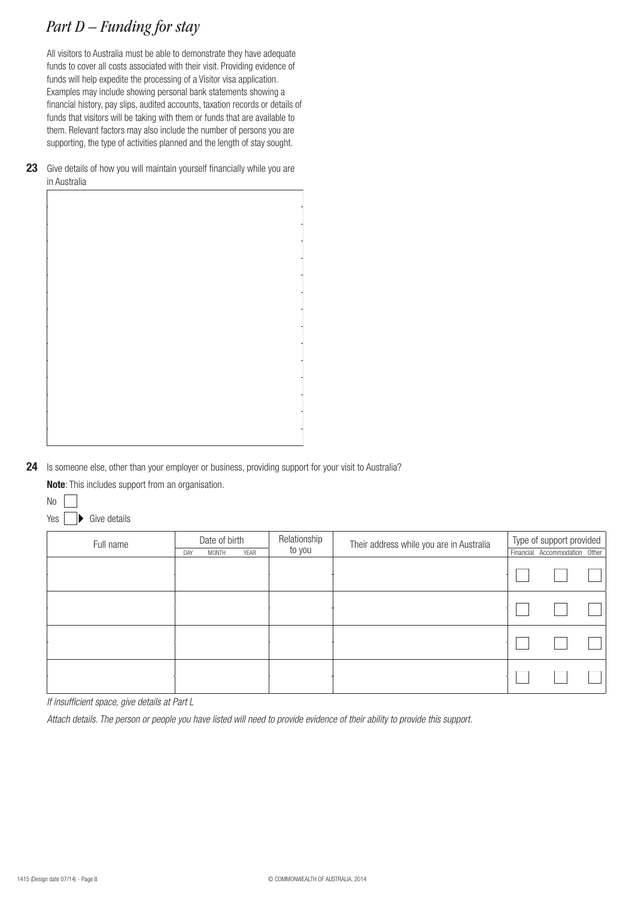## *Part D – Funding for stay*

All visitors to Australia must be able to demonstrate they have adequate funds to cover all costs associated with their visit. Providing evidence of funds will help expedite the processing of a Visitor visa application. Examples may include showing personal bank statements showing a financial history, pay slips, audited accounts, taxation records or details of funds that visitors will be taking with them or funds that are available to them. Relevant factors may also include the number of persons you are supporting, the type of activities planned and the length of stay sought.

**23** Give details of how you will maintain yourself financially while you are in Australia

**24** Is someone else, other than your employer or business, providing support for your visit to Australia?

**Note**: This includes support from an organisation.

No ☐

Yes ☐ ▶ Give details

| Full name | Date of birth (DAY MONTH YEAR) | Relationship to you | Their address while you are in Australia | Type of support provided | | |
|---|---|---|---|---|---|---|
| | | | | Financial | Accommodation | Other |
| | | | | ☐ | ☐ | ☐ |
| | | | | ☐ | ☐ | ☐ |
| | | | | ☐ | ☐ | ☐ |
| | | | | ☐ | ☐ | ☐ |

*If insufficient space, give details at Part L*

*Attach details. The person or people you have listed will need to provide evidence of their ability to provide this support.*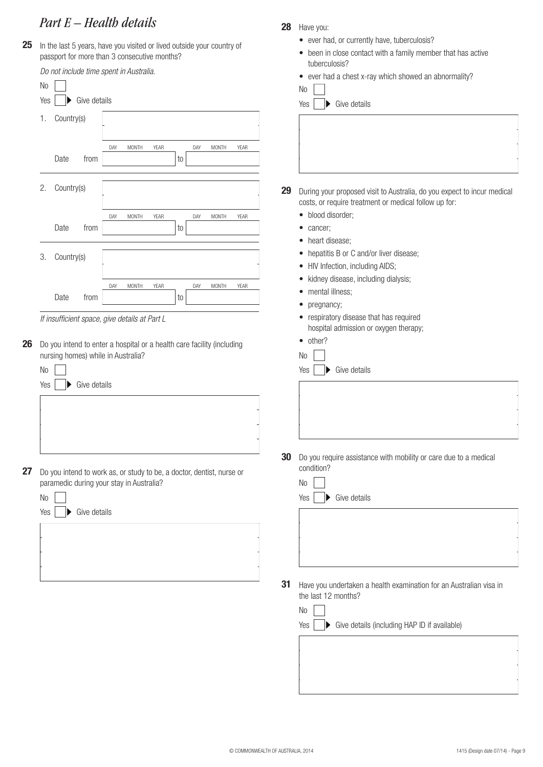## *Part E – Health details*

**25** In the last 5 years, have you visited or lived outside your country of passport for more than 3 consecutive months?

*Do not include time spent in Australia.*

No ☐

Yes ☐ ▶ Give details

| | | | |
|---|---|---|---|
| 1. Country(s) | | | |
| Date from | DAY MONTH YEAR | to | DAY MONTH YEAR |
| 2. Country(s) | | | |
| Date from | DAY MONTH YEAR | to | DAY MONTH YEAR |
| 3. Country(s) | | | |
| Date from | DAY MONTH YEAR | to | DAY MONTH YEAR |

*If insufficient space, give details at Part L*

**26** Do you intend to enter a hospital or a health care facility (including nursing homes) while in Australia?

No ☐

Yes ☐ ▶ Give details

**27** Do you intend to work as, or study to be, a doctor, dentist, nurse or paramedic during your stay in Australia?

No ☐

Yes ☐ ▶ Give details

**28** Have you:

- ever had, or currently have, tuberculosis?
- been in close contact with a family member that has active tuberculosis?
- ever had a chest x-ray which showed an abnormality?

No ☐

Yes ☐ ▶ Give details

**29** During your proposed visit to Australia, do you expect to incur medical costs, or require treatment or medical follow up for:

- blood disorder;
- cancer;
- heart disease;
- hepatitis B or C and/or liver disease;
- HIV Infection, including AIDS;
- kidney disease, including dialysis;
- mental illness;
- pregnancy;
- respiratory disease that has required hospital admission or oxygen therapy;
- other?

No ☐

Yes ☐ ▶ Give details

**30** Do you require assistance with mobility or care due to a medical condition?

No ☐

Yes ☐ ▶ Give details

**31** Have you undertaken a health examination for an Australian visa in the last 12 months?

No ☐

Yes ☐ ▶ Give details (including HAP ID if available)

© COMMONWEALTH OF AUSTRALIA, 2014

1415 (Design date 07/14)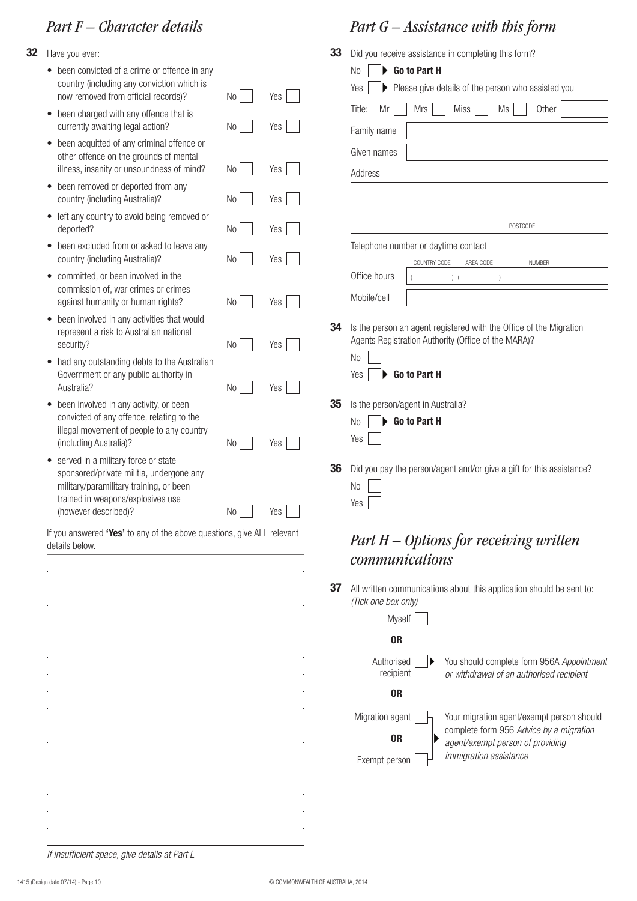## *Part F – Character details*

**32** Have you ever:

- been convicted of a crime or offence in any country (including any conviction which is now removed from official records)? No ☐ Yes ☐
- been charged with any offence that is currently awaiting legal action? No ☐ Yes ☐
- been acquitted of any criminal offence or other offence on the grounds of mental illness, insanity or unsoundness of mind? No ☐ Yes ☐
- been removed or deported from any country (including Australia)? No ☐ Yes ☐
- left any country to avoid being removed or deported? No ☐ Yes ☐
- been excluded from or asked to leave any country (including Australia)? No ☐ Yes ☐
- committed, or been involved in the commission of, war crimes or crimes against humanity or human rights? No ☐ Yes ☐
- been involved in any activities that would represent a risk to Australian national security? No ☐ Yes ☐
- had any outstanding debts to the Australian Government or any public authority in Australia? No ☐ Yes ☐
- been involved in any activity, or been convicted of any offence, relating to the illegal movement of people to any country (including Australia)? No ☐ Yes ☐
- served in a military force or state sponsored/private militia, undergone any military/paramilitary training, or been trained in weapons/explosives use (however described)? No ☐ Yes ☐

If you answered **'Yes'** to any of the above questions, give ALL relevant details below.

*If insufficient space, give details at Part L*

## *Part G – Assistance with this form*

**33** Did you receive assistance in completing this form?

No ☐ ▶ **Go to Part H**

Yes ☐ ▶ Please give details of the person who assisted you

Title: Mr ☐ Mrs ☐ Miss ☐ Ms ☐ Other ☐

Family name

Given names

Address

POSTCODE

Telephone number or daytime contact

Office hours COUNTRY CODE ( ) AREA CODE ( ) NUMBER

Mobile/cell

**34** Is the person an agent registered with the Office of the Migration Agents Registration Authority (Office of the MARA)?

No ☐

Yes ☐ ▶ **Go to Part H**

**35** Is the person/agent in Australia?

No ☐ ▶ **Go to Part H**

Yes ☐

**36** Did you pay the person/agent and/or give a gift for this assistance?

No ☐

Yes ☐

## *Part H – Options for receiving written communications*

**37** All written communications about this application should be sent to: *(Tick one box only)*

Myself ☐

**OR**

Authorised recipient ☐ ▶ You should complete form 956A *Appointment or withdrawal of an authorised recipient*

**OR**

Migration agent ☐

**OR**

Exempt person ☐

▶ Your migration agent/exempt person should complete form 956 *Advice by a migration agent/exempt person of providing immigration assistance*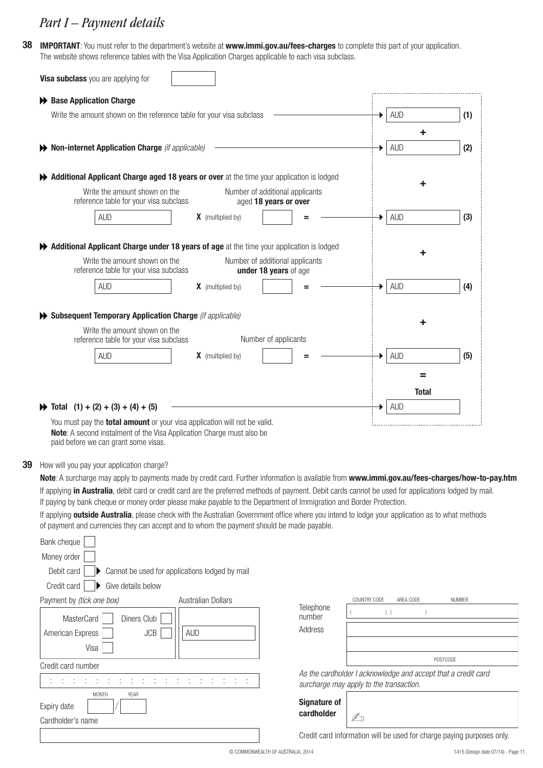# *Part I – Payment details*

**38** **IMPORTANT**: You must refer to the department's website at **www.immi.gov.au/fees-charges** to complete this part of your application. The website shows reference tables with the Visa Application Charges applicable to each visa subclass.

**Visa subclass** you are applying for [ ]

**Base Application Charge**

Write the amount shown on the reference table for your visa subclass → AUD ______ **(1)**

\+

**Non-internet Application Charge** *(if applicable)* → AUD ______ **(2)**

\+

**Additional Applicant Charge aged 18 years or over** at the time your application is lodged

| Write the amount shown on the reference table for your visa subclass | | Number of additional applicants aged **18 years or over** | | |
|---|---|---|---|---|
| AUD | **X** (multiplied by) | | = | AUD ______ **(3)** |

\+

**Additional Applicant Charge under 18 years of age** at the time your application is lodged

| Write the amount shown on the reference table for your visa subclass | | Number of additional applicants **under 18 years** of age | | |
|---|---|---|---|---|
| AUD | **X** (multiplied by) | | = | AUD ______ **(4)** |

\+

**Subsequent Temporary Application Charge** *(if applicable)*

| Write the amount shown on the reference table for your visa subclass | | Number of applicants | | |
|---|---|---|---|---|
| AUD | **X** (multiplied by) | | = | AUD ______ **(5)** |

=

**Total**

**Total (1) + (2) + (3) + (4) + (5)** → AUD ______

You must pay the **total amount** or your visa application will not be valid.
**Note**: A second instalment of the Visa Application Charge must also be paid before we can grant some visas.

**39** How will you pay your application charge?

**Note**: A surcharge may apply to payments made by credit card. Further information is available from **www.immi.gov.au/fees-charges/how-to-pay.htm**

If applying **in Australia**, debit card or credit card are the preferred methods of payment. Debit cards cannot be used for applications lodged by mail. If paying by bank cheque or money order please make payable to the Department of Immigration and Border Protection.

If applying **outside Australia**, please check with the Australian Government office where you intend to lodge your application as to what methods of payment and currencies they can accept and to whom the payment should be made payable.

- Bank cheque [ ]
- Money order [ ]
- Debit card [ ] ▶ Cannot be used for applications lodged by mail
- Credit card [ ] ▶ Give details below

Payment by *(tick one box)*

- MasterCard [ ]
- Diners Club [ ]
- American Express [ ]
- JCB [ ]
- Visa [ ]

Australian Dollars: AUD ______

Credit card number: ______

Expiry date: MONTH ___ / YEAR ___

Cardholder's name: ______

Telephone number: COUNTRY CODE ( ) AREA CODE ( ) NUMBER ______

Address: ______
POSTCODE ______

*As the cardholder I acknowledge and accept that a credit card surcharge may apply to the transaction.*

**Signature of cardholder** ______

Credit card information will be used for charge paying purposes only.

© COMMONWEALTH OF AUSTRALIA, 2014

1415 (Design date 07/14)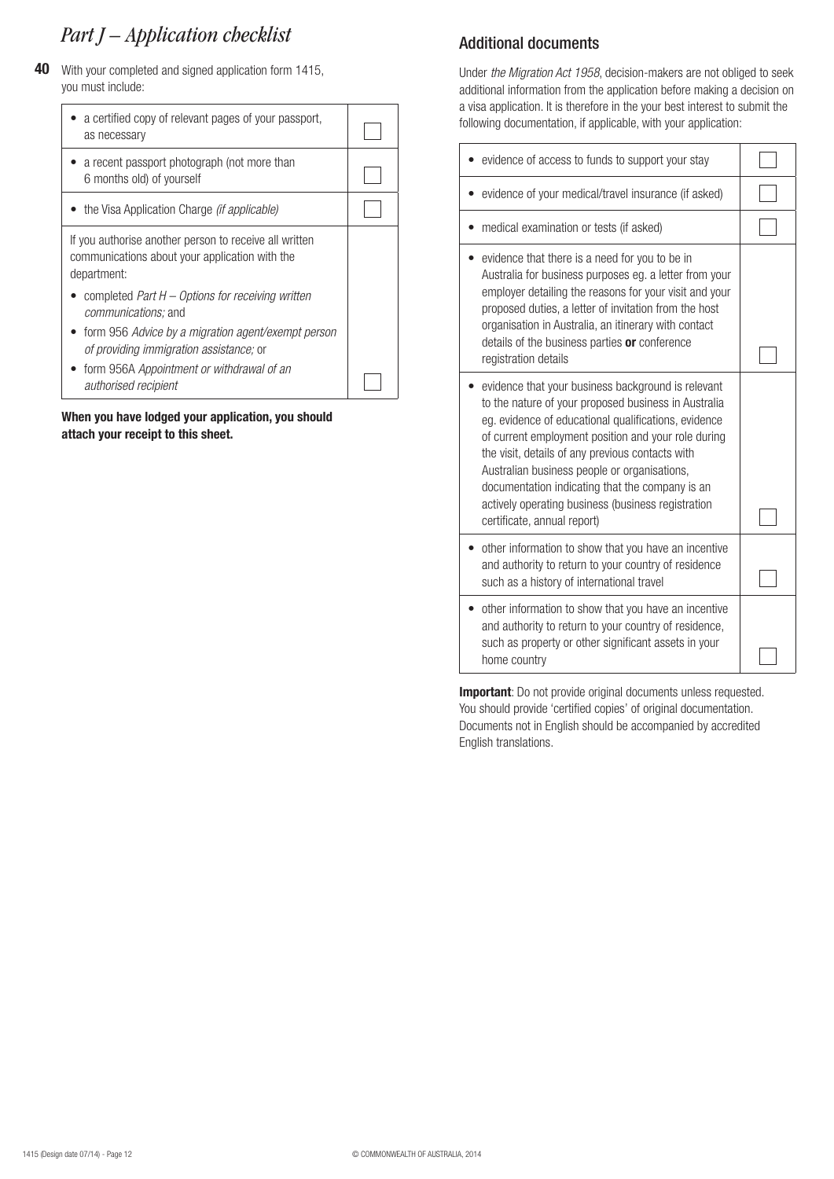# *Part J – Application checklist*

**40** With your completed and signed application form 1415, you must include:

| | |
|---|---|
| • a certified copy of relevant pages of your passport, as necessary | ☐ |
| • a recent passport photograph (not more than 6 months old) of yourself | ☐ |
| • the Visa Application Charge *(if applicable)* | ☐ |
| If you authorise another person to receive all written communications about your application with the department: <br> • completed *Part H – Options for receiving written communications;* and <br> • form 956 *Advice by a migration agent/exempt person of providing immigration assistance;* or <br> • form 956A *Appointment or withdrawal of an authorised recipient* | ☐ |

**When you have lodged your application, you should attach your receipt to this sheet.**

## Additional documents

Under *the Migration Act 1958*, decision-makers are not obliged to seek additional information from the application before making a decision on a visa application. It is therefore in the your best interest to submit the following documentation, if applicable, with your application:

| | |
|---|---|
| • evidence of access to funds to support your stay | ☐ |
| • evidence of your medical/travel insurance (if asked) | ☐ |
| • medical examination or tests (if asked) | ☐ |
| • evidence that there is a need for you to be in Australia for business purposes eg. a letter from your employer detailing the reasons for your visit and your proposed duties, a letter of invitation from the host organisation in Australia, an itinerary with contact details of the business parties **or** conference registration details | ☐ |
| • evidence that your business background is relevant to the nature of your proposed business in Australia eg. evidence of educational qualifications, evidence of current employment position and your role during the visit, details of any previous contacts with Australian business people or organisations, documentation indicating that the company is an actively operating business (business registration certificate, annual report) | ☐ |
| • other information to show that you have an incentive and authority to return to your country of residence such as a history of international travel | ☐ |
| • other information to show that you have an incentive and authority to return to your country of residence, such as property or other significant assets in your home country | ☐ |

**Important**: Do not provide original documents unless requested. You should provide 'certified copies' of original documentation. Documents not in English should be accompanied by accredited English translations.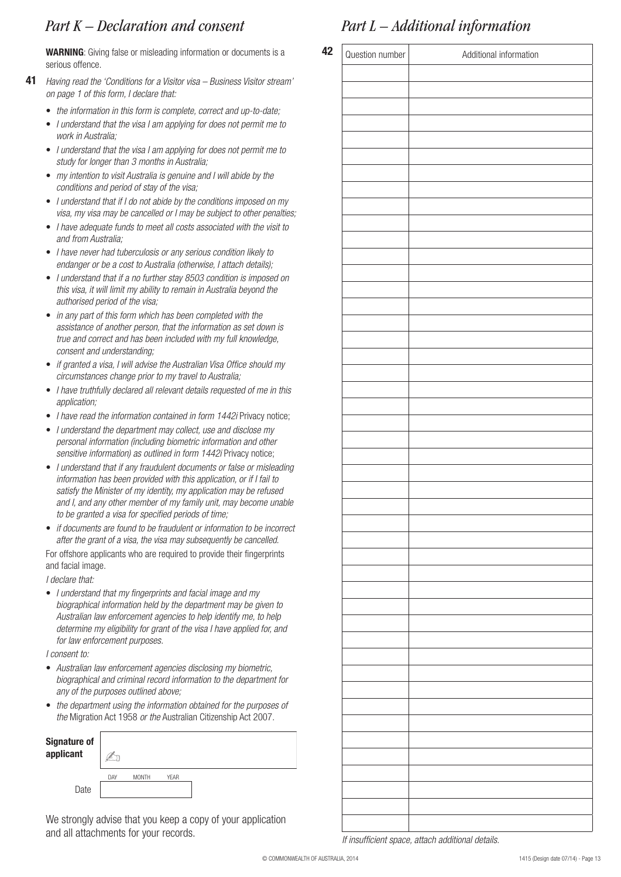## *Part K – Declaration and consent*

**WARNING**: Giving false or misleading information or documents is a serious offence.

**41** *Having read the 'Conditions for a Visitor visa – Business Visitor stream' on page 1 of this form, I declare that:*

- *the information in this form is complete, correct and up-to-date;*
- *I understand that the visa I am applying for does not permit me to work in Australia;*
- *I understand that the visa I am applying for does not permit me to study for longer than 3 months in Australia;*
- *my intention to visit Australia is genuine and I will abide by the conditions and period of stay of the visa;*
- *I understand that if I do not abide by the conditions imposed on my visa, my visa may be cancelled or I may be subject to other penalties;*
- *I have adequate funds to meet all costs associated with the visit to and from Australia;*
- *I have never had tuberculosis or any serious condition likely to endanger or be a cost to Australia (otherwise, I attach details);*
- *I understand that if a no further stay 8503 condition is imposed on this visa, it will limit my ability to remain in Australia beyond the authorised period of the visa;*
- *in any part of this form which has been completed with the assistance of another person, that the information as set down is true and correct and has been included with my full knowledge, consent and understanding;*
- *if granted a visa, I will advise the Australian Visa Office should my circumstances change prior to my travel to Australia;*
- *I have truthfully declared all relevant details requested of me in this application;*
- *I have read the information contained in form 1442i* Privacy notice;
- *I understand the department may collect, use and disclose my personal information (including biometric information and other sensitive information) as outlined in form 1442i* Privacy notice;
- *I understand that if any fraudulent documents or false or misleading information has been provided with this application, or if I fail to satisfy the Minister of my identity, my application may be refused and I, and any other member of my family unit, may become unable to be granted a visa for specified periods of time;*
- *if documents are found to be fraudulent or information to be incorrect after the grant of a visa, the visa may subsequently be cancelled.*

For offshore applicants who are required to provide their fingerprints and facial image.

*I declare that:*

- *I understand that my fingerprints and facial image and my biographical information held by the department may be given to Australian law enforcement agencies to help identify me, to help determine my eligibility for grant of the visa I have applied for, and for law enforcement purposes.*

*I consent to:*

- *Australian law enforcement agencies disclosing my biometric, biographical and criminal record information to the department for any of the purposes outlined above;*
- *the department using the information obtained for the purposes of the* Migration Act 1958 *or the* Australian Citizenship Act 2007.

**Signature of applicant** ✍

Date DAY MONTH YEAR

We strongly advise that you keep a copy of your application and all attachments for your records.

## *Part L – Additional information*

**42**

| Question number | Additional information |
|---|---|
| | |
| | |
| | |
| | |
| | |
| | |
| | |
| | |
| | |
| | |
| | |
| | |
| | |
| | |
| | |
| | |
| | |
| | |
| | |
| | |
| | |
| | |
| | |
| | |
| | |
| | |
| | |
| | |
| | |
| | |
| | |
| | |
| | |
| | |
| | |
| | |
| | |
| | |
| | |
| | |
| | |
| | |
| | |
| | |
| | |

*If insufficient space, attach additional details.*

© COMMONWEALTH OF AUSTRALIA, 2014

1415 (Design date 07/14)